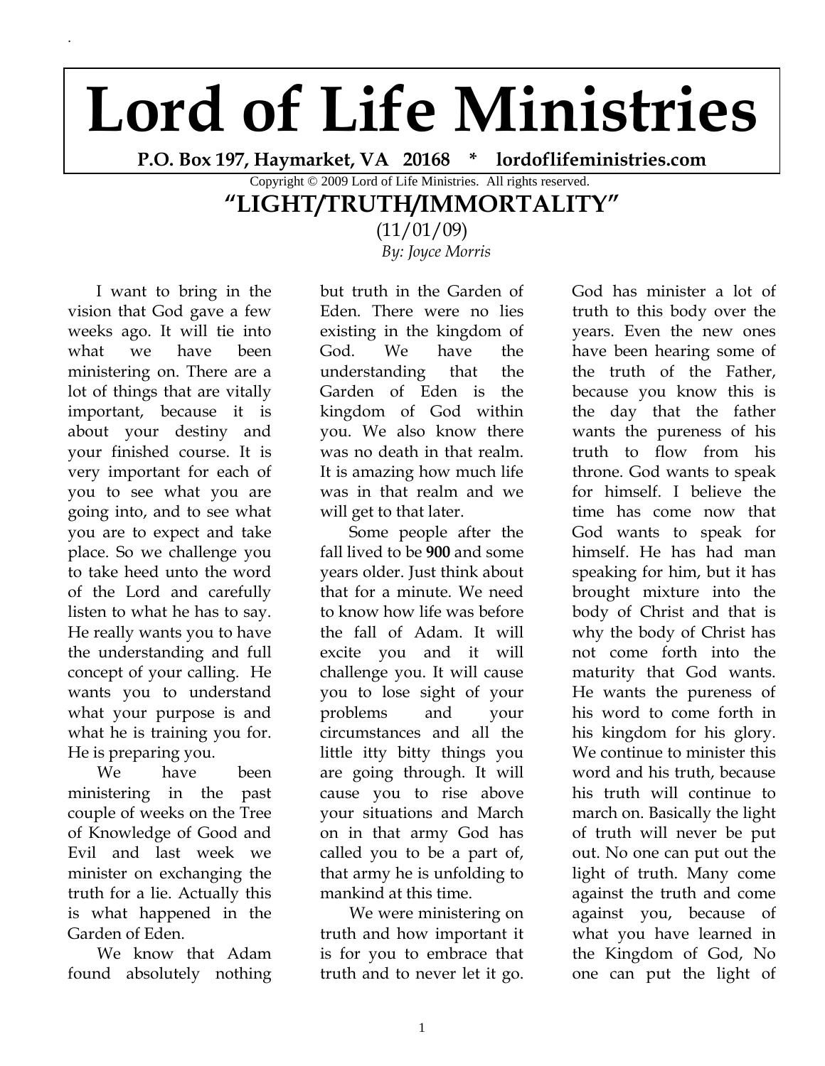# Lord of Life Ministries

**P.O. Box 197, Haymarket, VA 20168 * lordoflifeministries.com**

Copyright © 2009 Lord of Life Ministries. All rights reserved.

## "LIGHT/TRUTH/IMMORTALITY"

(11/01/09)

*By: Joyce Morris*

I want to bring in the vision that God gave a few weeks ago. It will tie into what we have been ministering on. There are a lot of things that are vitally important, because it is about your destiny and your finished course. It is very important for each of you to see what you are going into, and to see what you are to expect and take place. So we challenge you to take heed unto the word of the Lord and carefully listen to what he has to say. He really wants you to have the understanding and full concept of your calling. He wants you to understand what your purpose is and what he is training you for. He is preparing you.

We have been ministering in the past couple of weeks on the Tree of Knowledge of Good and Evil and last week we minister on exchanging the truth for a lie. Actually this is what happened in the Garden of Eden.

We know that Adam found absolutely nothing but truth in the Garden of Eden. There were no lies existing in the kingdom of God. We have the understanding that the Garden of Eden is the kingdom of God within you. We also know there was no death in that realm. It is amazing how much life was in that realm and we will get to that later.

Some people after the fall lived to be **900** and some years older. Just think about that for a minute. We need to know how life was before the fall of Adam. It will excite you and it will challenge you. It will cause you to lose sight of your problems and your circumstances and all the little itty bitty things you are going through. It will cause you to rise above your situations and March on in that army God has called you to be a part of, that army he is unfolding to mankind at this time.

We were ministering on truth and how important it is for you to embrace that truth and to never let it go. God has minister a lot of truth to this body over the years. Even the new ones have been hearing some of the truth of the Father, because you know this is the day that the father wants the pureness of his truth to flow from his throne. God wants to speak for himself. I believe the time has come now that God wants to speak for himself. He has had man speaking for him, but it has brought mixture into the body of Christ and that is why the body of Christ has not come forth into the maturity that God wants. He wants the pureness of his word to come forth in his kingdom for his glory. We continue to minister this word and his truth, because his truth will continue to march on. Basically the light of truth will never be put out. No one can put out the light of truth. Many come against the truth and come against you, because of what you have learned in the Kingdom of God, No one can put the light of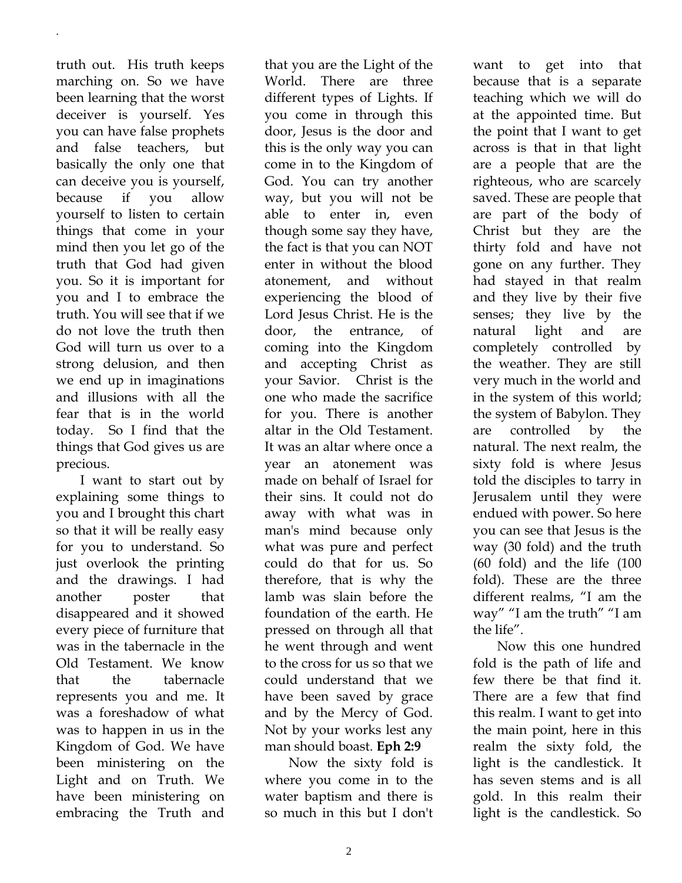truth out. His truth keeps marching on. So we have been learning that the worst deceiver is yourself. Yes you can have false prophets and false teachers, but basically the only one that can deceive you is yourself, because if you allow yourself to listen to certain things that come in your mind then you let go of the truth that God had given you. So it is important for you and I to embrace the truth. You will see that if we do not love the truth then God will turn us over to a strong delusion, and then we end up in imaginations and illusions with all the fear that is in the world today. So I find that the things that God gives us are precious.

I want to start out by explaining some things to you and I brought this chart so that it will be really easy for you to understand. So just overlook the printing and the drawings. I had another poster that disappeared and it showed every piece of furniture that was in the tabernacle in the Old Testament. We know that the tabernacle represents you and me. It was a foreshadow of what was to happen in us in the Kingdom of God. We have been ministering on the Light and on Truth. We have been ministering on embracing the Truth and that you are the Light of the World. There are three different types of Lights. If you come in through this door, Jesus is the door and this is the only way you can come in to the Kingdom of God. You can try another way, but you will not be able to enter in, even though some say they have, the fact is that you can NOT enter in without the blood atonement, and without experiencing the blood of Lord Jesus Christ. He is the door, the entrance, of coming into the Kingdom and accepting Christ as your Savior. Christ is the one who made the sacrifice for you. There is another altar in the Old Testament. It was an altar where once a year an atonement was made on behalf of Israel for their sins. It could not do away with what was in man's mind because only what was pure and perfect could do that for us. So therefore, that is why the lamb was slain before the foundation of the earth. He pressed on through all that he went through and went to the cross for us so that we could understand that we have been saved by grace and by the Mercy of God. Not by your works lest any man should boast. **Eph 2:9**

Now the sixty fold is where you come in to the water baptism and there is so much in this but I don't want to get into that because that is a separate teaching which we will do at the appointed time. But the point that I want to get across is that in that light are a people that are the righteous, who are scarcely saved. These are people that are part of the body of Christ but they are the thirty fold and have not gone on any further. They had stayed in that realm and they live by their five senses; they live by the natural light and are completely controlled by the weather. They are still very much in the world and in the system of this world; the system of Babylon. They are controlled by the natural. The next realm, the sixty fold is where Jesus told the disciples to tarry in Jerusalem until they were endued with power. So here you can see that Jesus is the way (30 fold) and the truth (60 fold) and the life (100 fold). These are the three different realms, "I am the way" "I am the truth" "I am the life".

Now this one hundred fold is the path of life and few there be that find it. There are a few that find this realm. I want to get into the main point, here in this realm the sixty fold, the light is the candlestick. It has seven stems and is all gold. In this realm their light is the candlestick. So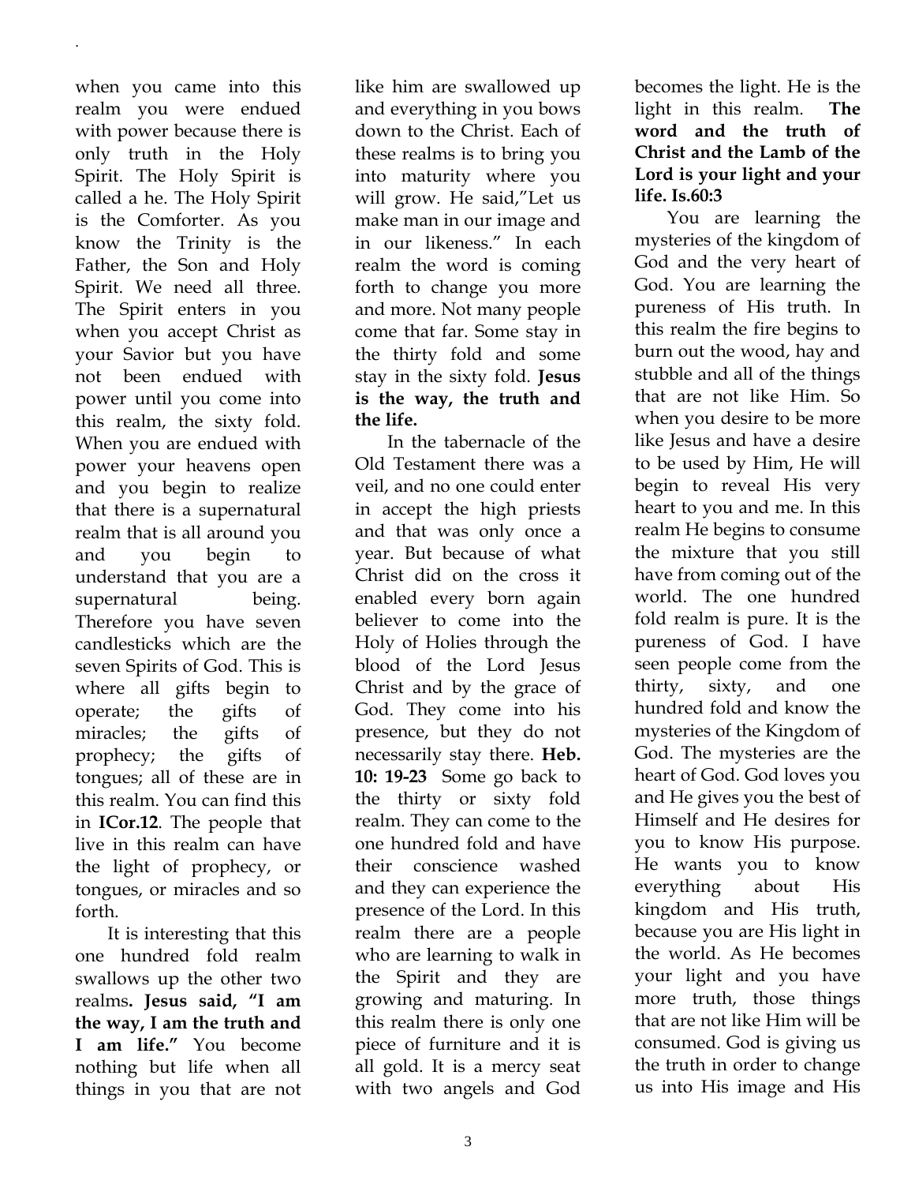when you came into this realm you were endued with power because there is only truth in the Holy Spirit. The Holy Spirit is called a he. The Holy Spirit is the Comforter. As you know the Trinity is the Father, the Son and Holy Spirit. We need all three. The Spirit enters in you when you accept Christ as your Savior but you have not been endued with power until you come into this realm, the sixty fold. When you are endued with power your heavens open and you begin to realize that there is a supernatural realm that is all around you and you begin to understand that you are a supernatural being. Therefore you have seven candlesticks which are the seven Spirits of God. This is where all gifts begin to operate; the gifts of miracles; the gifts of prophecy; the gifts of tongues; all of these are in this realm. You can find this in **ICor.12**. The people that live in this realm can have the light of prophecy, or tongues, or miracles and so forth.

It is interesting that this one hundred fold realm swallows up the other two realms**. Jesus said, "I am the way, I am the truth and I am life."** You become nothing but life when all things in you that are not like him are swallowed up and everything in you bows down to the Christ. Each of these realms is to bring you into maturity where you will grow. He said,"Let us make man in our image and in our likeness." In each realm the word is coming forth to change you more and more. Not many people come that far. Some stay in the thirty fold and some stay in the sixty fold. **Jesus is the way, the truth and the life.**

In the tabernacle of the Old Testament there was a veil, and no one could enter in accept the high priests and that was only once a year. But because of what Christ did on the cross it enabled every born again believer to come into the Holy of Holies through the blood of the Lord Jesus Christ and by the grace of God. They come into his presence, but they do not necessarily stay there. **Heb. 10: 19-23** Some go back to the thirty or sixty fold realm. They can come to the one hundred fold and have their conscience washed and they can experience the presence of the Lord. In this realm there are a people who are learning to walk in the Spirit and they are growing and maturing. In this realm there is only one piece of furniture and it is all gold. It is a mercy seat with two angels and God becomes the light. He is the light in this realm. **The word and the truth of Christ and the Lamb of the Lord is your light and your life. Is.60:3**

You are learning the mysteries of the kingdom of God and the very heart of God. You are learning the pureness of His truth. In this realm the fire begins to burn out the wood, hay and stubble and all of the things that are not like Him. So when you desire to be more like Jesus and have a desire to be used by Him, He will begin to reveal His very heart to you and me. In this realm He begins to consume the mixture that you still have from coming out of the world. The one hundred fold realm is pure. It is the pureness of God. I have seen people come from the thirty, sixty, and one hundred fold and know the mysteries of the Kingdom of God. The mysteries are the heart of God. God loves you and He gives you the best of Himself and He desires for you to know His purpose. He wants you to know everything about His kingdom and His truth, because you are His light in the world. As He becomes your light and you have more truth, those things that are not like Him will be consumed. God is giving us the truth in order to change us into His image and His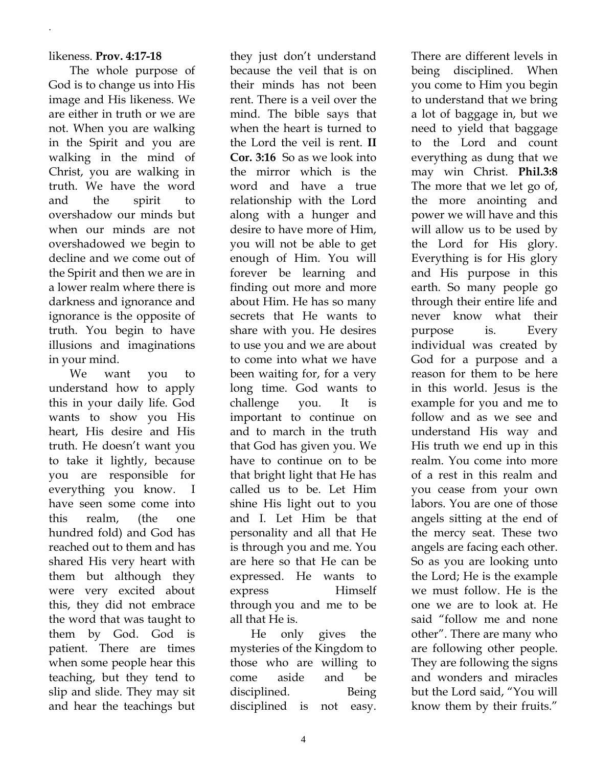likeness. **Prov. 4:17-18**

The whole purpose of God is to change us into His image and His likeness. We are either in truth or we are not. When you are walking in the Spirit and you are walking in the mind of Christ, you are walking in truth. We have the word and the spirit to overshadow our minds but when our minds are not overshadowed we begin to decline and we come out of the Spirit and then we are in a lower realm where there is darkness and ignorance and ignorance is the opposite of truth. You begin to have illusions and imaginations in your mind.

We want you to understand how to apply this in your daily life. God wants to show you His heart, His desire and His truth. He doesn't want you to take it lightly, because you are responsible for everything you know. I have seen some come into this realm, (the one hundred fold) and God has reached out to them and has shared His very heart with them but although they were very excited about this, they did not embrace the word that was taught to them by God. God is patient. There are times when some people hear this teaching, but they tend to slip and slide. They may sit and hear the teachings but they just don't understand because the veil that is on their minds has not been rent. There is a veil over the mind. The bible says that when the heart is turned to the Lord the veil is rent. **II Cor. 3:16** So as we look into the mirror which is the word and have a true relationship with the Lord along with a hunger and desire to have more of Him, you will not be able to get enough of Him. You will forever be learning and finding out more and more about Him. He has so many secrets that He wants to share with you. He desires to use you and we are about to come into what we have been waiting for, for a very long time. God wants to challenge you. It is important to continue on and to march in the truth that God has given you. We have to continue on to be that bright light that He has called us to be. Let Him shine His light out to you and I. Let Him be that personality and all that He is through you and me. You are here so that He can be expressed. He wants to express Himself through you and me to be all that He is.

He only gives the mysteries of the Kingdom to those who are willing to come aside and be disciplined. Being disciplined is not easy. There are different levels in being disciplined. When you come to Him you begin to understand that we bring a lot of baggage in, but we need to yield that baggage to the Lord and count everything as dung that we may win Christ. **Phil.3:8** The more that we let go of, the more anointing and power we will have and this will allow us to be used by the Lord for His glory. Everything is for His glory and His purpose in this earth. So many people go through their entire life and never know what their purpose is. Every individual was created by God for a purpose and a reason for them to be here in this world. Jesus is the example for you and me to follow and as we see and understand His way and His truth we end up in this realm. You come into more of a rest in this realm and you cease from your own labors. You are one of those angels sitting at the end of the mercy seat. These two angels are facing each other. So as you are looking unto the Lord; He is the example we must follow. He is the one we are to look at. He said "follow me and none other". There are many who are following other people. They are following the signs and wonders and miracles but the Lord said, "You will know them by their fruits."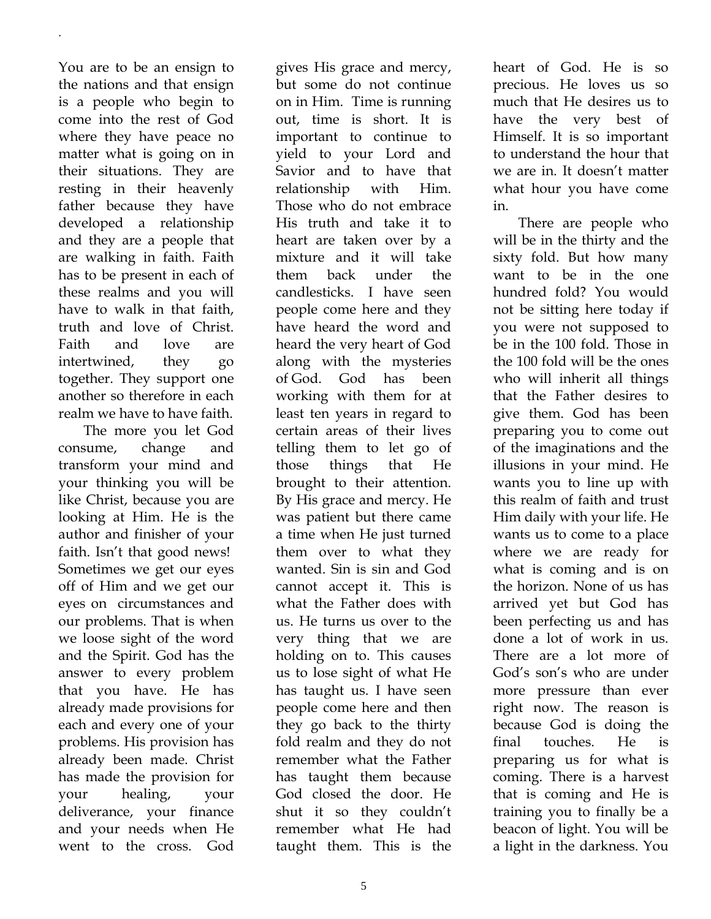You are to be an ensign to the nations and that ensign is a people who begin to come into the rest of God where they have peace no matter what is going on in their situations. They are resting in their heavenly father because they have developed a relationship and they are a people that are walking in faith. Faith has to be present in each of these realms and you will have to walk in that faith, truth and love of Christ. Faith and love are intertwined, they go together. They support one another so therefore in each realm we have to have faith.

The more you let God consume, change and transform your mind and your thinking you will be like Christ, because you are looking at Him. He is the author and finisher of your faith. Isn't that good news! Sometimes we get our eyes off of Him and we get our eyes on circumstances and our problems. That is when we loose sight of the word and the Spirit. God has the answer to every problem that you have. He has already made provisions for each and every one of your problems. His provision has already been made. Christ has made the provision for your healing, your deliverance, your finance and your needs when He went to the cross. God gives His grace and mercy, but some do not continue on in Him. Time is running out, time is short. It is important to continue to yield to your Lord and Savior and to have that relationship with Him. Those who do not embrace His truth and take it to heart are taken over by a mixture and it will take them back under the candlesticks. I have seen people come here and they have heard the word and heard the very heart of God along with the mysteries of God. God has been working with them for at least ten years in regard to certain areas of their lives telling them to let go of those things that He brought to their attention. By His grace and mercy. He was patient but there came a time when He just turned them over to what they wanted. Sin is sin and God cannot accept it. This is what the Father does with us. He turns us over to the very thing that we are holding on to. This causes us to lose sight of what He has taught us. I have seen people come here and then they go back to the thirty fold realm and they do not remember what the Father has taught them because God closed the door. He shut it so they couldn't remember what He had taught them. This is the heart of God. He is so precious. He loves us so much that He desires us to have the very best of Himself. It is so important to understand the hour that we are in. It doesn't matter what hour you have come in.

There are people who will be in the thirty and the sixty fold. But how many want to be in the one hundred fold? You would not be sitting here today if you were not supposed to be in the 100 fold. Those in the 100 fold will be the ones who will inherit all things that the Father desires to give them. God has been preparing you to come out of the imaginations and the illusions in your mind. He wants you to line up with this realm of faith and trust Him daily with your life. He wants us to come to a place where we are ready for what is coming and is on the horizon. None of us has arrived yet but God has been perfecting us and has done a lot of work in us. There are a lot more of God's son's who are under more pressure than ever right now. The reason is because God is doing the final touches. He is preparing us for what is coming. There is a harvest that is coming and He is training you to finally be a beacon of light. You will be a light in the darkness. You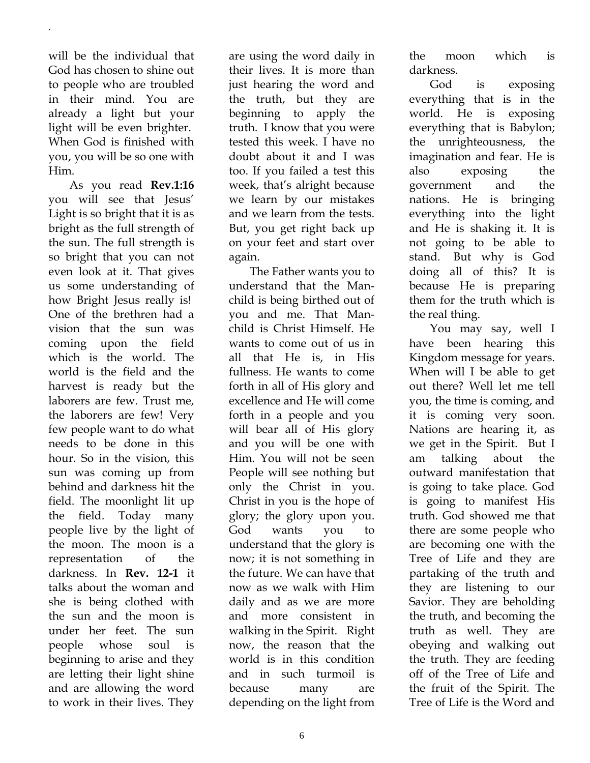will be the individual that God has chosen to shine out to people who are troubled in their mind. You are already a light but your light will be even brighter. When God is finished with you, you will be so one with Him.

As you read **Rev.1:16** you will see that Jesus' Light is so bright that it is as bright as the full strength of the sun. The full strength is so bright that you can not even look at it. That gives us some understanding of how Bright Jesus really is! One of the brethren had a vision that the sun was coming upon the field which is the world. The world is the field and the harvest is ready but the laborers are few. Trust me, the laborers are few! Very few people want to do what needs to be done in this hour. So in the vision, this sun was coming up from behind and darkness hit the field. The moonlight lit up the field. Today many people live by the light of the moon. The moon is a representation of the darkness. In **Rev. 12-1** it talks about the woman and she is being clothed with the sun and the moon is under her feet. The sun people whose soul is beginning to arise and they are letting their light shine and are allowing the word to work in their lives. They are using the word daily in their lives. It is more than just hearing the word and the truth, but they are beginning to apply the truth. I know that you were tested this week. I have no doubt about it and I was too. If you failed a test this week, that's alright because we learn by our mistakes and we learn from the tests. But, you get right back up on your feet and start over again.

The Father wants you to understand that the Man-child is being birthed out of you and me. That Man-child is Christ Himself. He wants to come out of us in all that He is, in His fullness. He wants to come forth in all of His glory and excellence and He will come forth in a people and you will bear all of His glory and you will be one with Him. You will not be seen People will see nothing but only the Christ in you. Christ in you is the hope of glory; the glory upon you. God wants you to understand that the glory is now; it is not something in the future. We can have that now as we walk with Him daily and as we are more and more consistent in walking in the Spirit. Right now, the reason that the world is in this condition and in such turmoil is because many are depending on the light from the moon which is darkness.

God is exposing everything that is in the world. He is exposing everything that is Babylon; the unrighteousness, the imagination and fear. He is also exposing the government and the nations. He is bringing everything into the light and He is shaking it. It is not going to be able to stand. But why is God doing all of this? It is because He is preparing them for the truth which is the real thing.

You may say, well I have been hearing this Kingdom message for years. When will I be able to get out there? Well let me tell you, the time is coming, and it is coming very soon. Nations are hearing it, as we get in the Spirit. But I am talking about the outward manifestation that is going to take place. God is going to manifest His truth. God showed me that there are some people who are becoming one with the Tree of Life and they are partaking of the truth and they are listening to our Savior. They are beholding the truth, and becoming the truth as well. They are obeying and walking out the truth. They are feeding off of the Tree of Life and the fruit of the Spirit. The Tree of Life is the Word and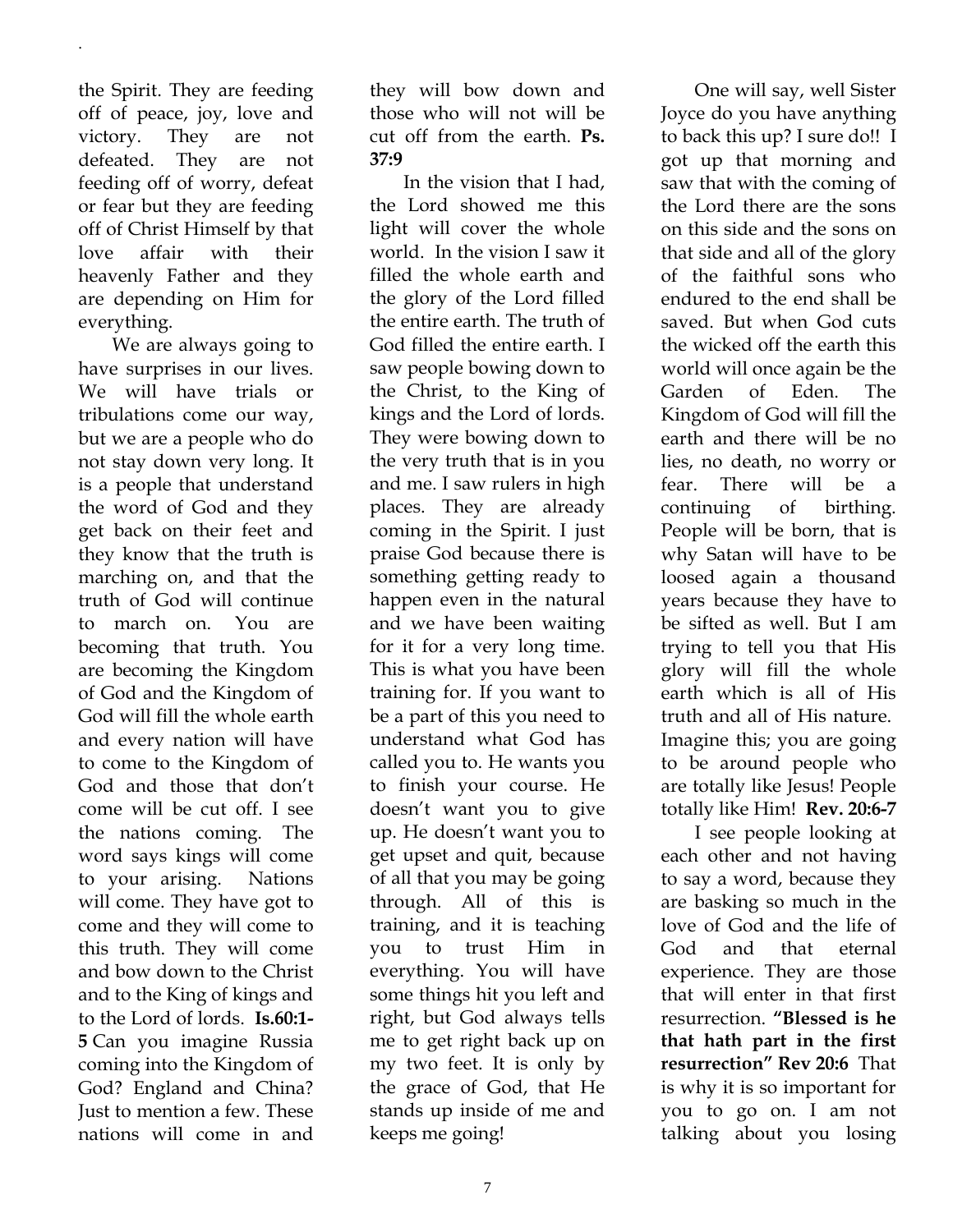the Spirit. They are feeding off of peace, joy, love and victory. They are not defeated. They are not feeding off of worry, defeat or fear but they are feeding off of Christ Himself by that love affair with their heavenly Father and they are depending on Him for everything.

We are always going to have surprises in our lives. We will have trials or tribulations come our way, but we are a people who do not stay down very long. It is a people that understand the word of God and they get back on their feet and they know that the truth is marching on, and that the truth of God will continue to march on. You are becoming that truth. You are becoming the Kingdom of God and the Kingdom of God will fill the whole earth and every nation will have to come to the Kingdom of God and those that don't come will be cut off. I see the nations coming. The word says kings will come to your arising. Nations will come. They have got to come and they will come to this truth. They will come and bow down to the Christ and to the King of kings and to the Lord of lords. **Is.60:1-5** Can you imagine Russia coming into the Kingdom of God? England and China? Just to mention a few. These nations will come in and they will bow down and those who will not will be cut off from the earth. **Ps. 37:9**

In the vision that I had, the Lord showed me this light will cover the whole world. In the vision I saw it filled the whole earth and the glory of the Lord filled the entire earth. The truth of God filled the entire earth. I saw people bowing down to the Christ, to the King of kings and the Lord of lords. They were bowing down to the very truth that is in you and me. I saw rulers in high places. They are already coming in the Spirit. I just praise God because there is something getting ready to happen even in the natural and we have been waiting for it for a very long time. This is what you have been training for. If you want to be a part of this you need to understand what God has called you to. He wants you to finish your course. He doesn't want you to give up. He doesn't want you to get upset and quit, because of all that you may be going through. All of this is training, and it is teaching you to trust Him in everything. You will have some things hit you left and right, but God always tells me to get right back up on my two feet. It is only by the grace of God, that He stands up inside of me and keeps me going!

One will say, well Sister Joyce do you have anything to back this up? I sure do!! I got up that morning and saw that with the coming of the Lord there are the sons on this side and the sons on that side and all of the glory of the faithful sons who endured to the end shall be saved. But when God cuts the wicked off the earth this world will once again be the Garden of Eden. The Kingdom of God will fill the earth and there will be no lies, no death, no worry or fear. There will be a continuing of birthing. People will be born, that is why Satan will have to be loosed again a thousand years because they have to be sifted as well. But I am trying to tell you that His glory will fill the whole earth which is all of His truth and all of His nature. Imagine this; you are going to be around people who are totally like Jesus! People totally like Him! **Rev. 20:6-7**

I see people looking at each other and not having to say a word, because they are basking so much in the love of God and the life of God and that eternal experience. They are those that will enter in that first resurrection. **"Blessed is he that hath part in the first resurrection" Rev 20:6** That is why it is so important for you to go on. I am not talking about you losing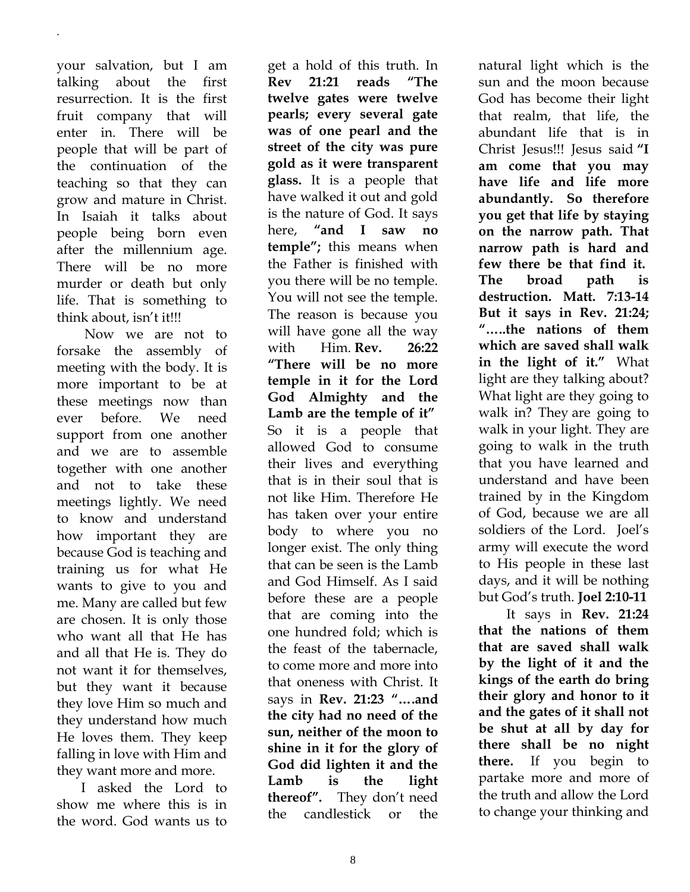your salvation, but I am talking about the first resurrection. It is the first fruit company that will enter in. There will be people that will be part of the continuation of the teaching so that they can grow and mature in Christ. In Isaiah it talks about people being born even after the millennium age. There will be no more murder or death but only life. That is something to think about, isn't it!!!

Now we are not to forsake the assembly of meeting with the body. It is more important to be at these meetings now than ever before. We need support from one another and we are to assemble together with one another and not to take these meetings lightly. We need to know and understand how important they are because God is teaching and training us for what He wants to give to you and me. Many are called but few are chosen. It is only those who want all that He has and all that He is. They do not want it for themselves, but they want it because they love Him so much and they understand how much He loves them. They keep falling in love with Him and they want more and more.

I asked the Lord to show me where this is in the word. God wants us to get a hold of this truth. In **Rev 21:21 reads "The twelve gates were twelve pearls; every several gate was of one pearl and the street of the city was pure gold as it were transparent glass.** It is a people that have walked it out and gold is the nature of God. It says here, **"and I saw no temple";** this means when the Father is finished with you there will be no temple. You will not see the temple. The reason is because you will have gone all the way with Him. **Rev. 26:22 "There will be no more temple in it for the Lord God Almighty and the Lamb are the temple of it"** So it is a people that allowed God to consume their lives and everything that is in their soul that is not like Him. Therefore He has taken over your entire body to where you no longer exist. The only thing that can be seen is the Lamb and God Himself. As I said before these are a people that are coming into the one hundred fold; which is the feast of the tabernacle, to come more and more into that oneness with Christ. It says in **Rev. 21:23 "….and the city had no need of the sun, neither of the moon to shine in it for the glory of God did lighten it and the Lamb is the light thereof".** They don't need the candlestick or the natural light which is the sun and the moon because God has become their light that realm, that life, the abundant life that is in Christ Jesus!!! Jesus said **"I am come that you may have life and life more abundantly. So therefore you get that life by staying on the narrow path. That narrow path is hard and few there be that find it. The broad path is destruction. Matt. 7:13-14 But it says in Rev. 21:24; "…..the nations of them which are saved shall walk in the light of it."** What light are they talking about? What light are they going to walk in? They are going to walk in your light. They are going to walk in the truth that you have learned and understand and have been trained by in the Kingdom of God, because we are all soldiers of the Lord. Joel's army will execute the word to His people in these last days, and it will be nothing but God's truth. **Joel 2:10-11**

It says in **Rev. 21:24 that the nations of them that are saved shall walk by the light of it and the kings of the earth do bring their glory and honor to it and the gates of it shall not be shut at all by day for there shall be no night there.** If you begin to partake more and more of the truth and allow the Lord to change your thinking and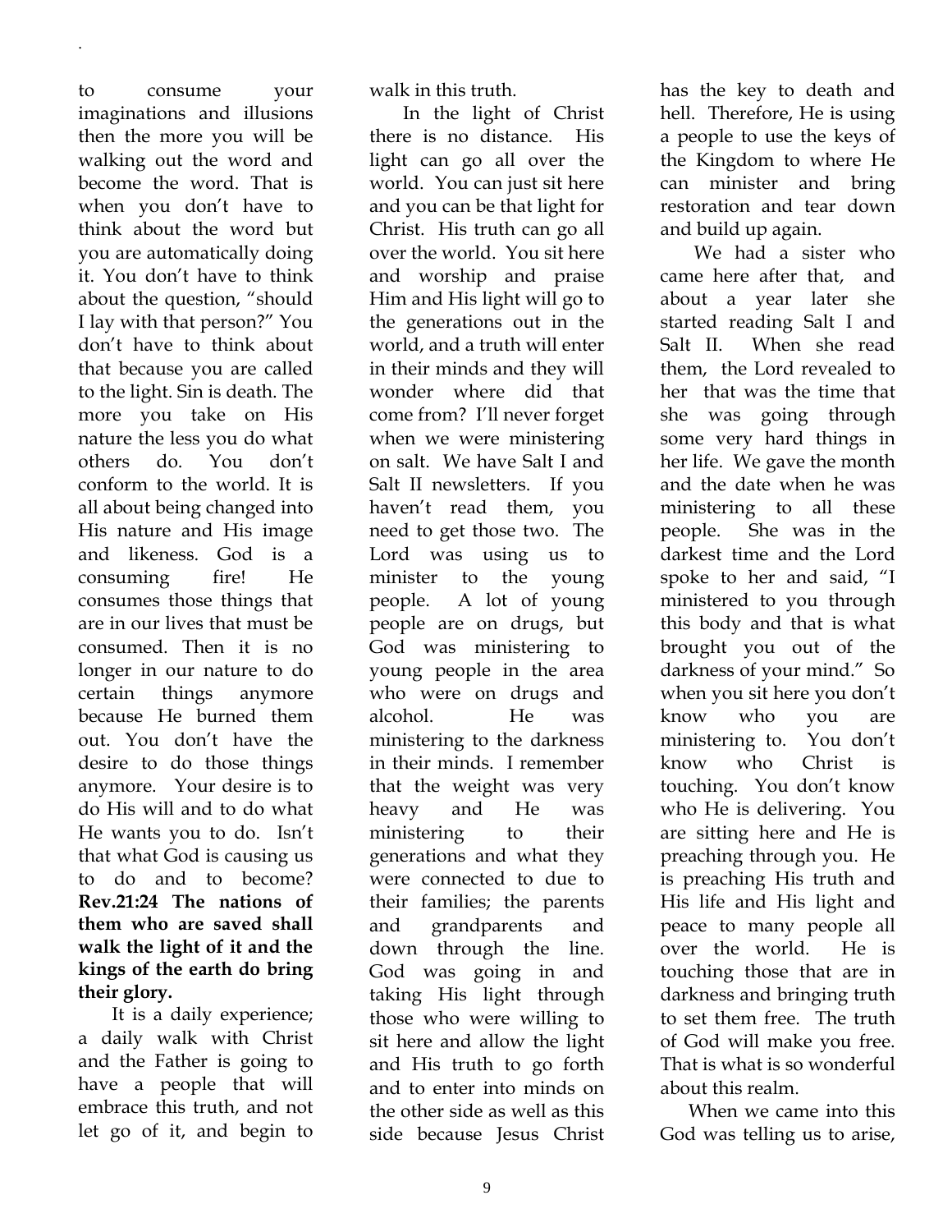to consume your imaginations and illusions then the more you will be walking out the word and become the word. That is when you don't have to think about the word but you are automatically doing it. You don't have to think about the question, "should I lay with that person?" You don't have to think about that because you are called to the light. Sin is death. The more you take on His nature the less you do what others do. You don't conform to the world. It is all about being changed into His nature and His image and likeness. God is a consuming fire! He consumes those things that are in our lives that must be consumed. Then it is no longer in our nature to do certain things anymore because He burned them out. You don't have the desire to do those things anymore. Your desire is to do His will and to do what He wants you to do. Isn't that what God is causing us to do and to become? **Rev.21:24 The nations of them who are saved shall walk the light of it and the kings of the earth do bring their glory.**

It is a daily experience; a daily walk with Christ and the Father is going to have a people that will embrace this truth, and not let go of it, and begin to walk in this truth.

In the light of Christ there is no distance. His light can go all over the world. You can just sit here and you can be that light for Christ. His truth can go all over the world. You sit here and worship and praise Him and His light will go to the generations out in the world, and a truth will enter in their minds and they will wonder where did that come from? I'll never forget when we were ministering on salt. We have Salt I and Salt II newsletters. If you haven't read them, you need to get those two. The Lord was using us to minister to the young people. A lot of young people are on drugs, but God was ministering to young people in the area who were on drugs and alcohol. He was ministering to the darkness in their minds. I remember that the weight was very heavy and He was ministering to their generations and what they were connected to due to their families; the parents and grandparents and down through the line. God was going in and taking His light through those who were willing to sit here and allow the light and His truth to go forth and to enter into minds on the other side as well as this side because Jesus Christ has the key to death and hell. Therefore, He is using a people to use the keys of the Kingdom to where He can minister and bring restoration and tear down and build up again.

We had a sister who came here after that, and about a year later she started reading Salt I and Salt II. When she read them, the Lord revealed to her that was the time that she was going through some very hard things in her life. We gave the month and the date when he was ministering to all these people. She was in the darkest time and the Lord spoke to her and said, "I ministered to you through this body and that is what brought you out of the darkness of your mind." So when you sit here you don't know who you are ministering to. You don't know who Christ is touching. You don't know who He is delivering. You are sitting here and He is preaching through you. He is preaching His truth and His life and His light and peace to many people all over the world. He is touching those that are in darkness and bringing truth to set them free. The truth of God will make you free. That is what is so wonderful about this realm.

When we came into this God was telling us to arise,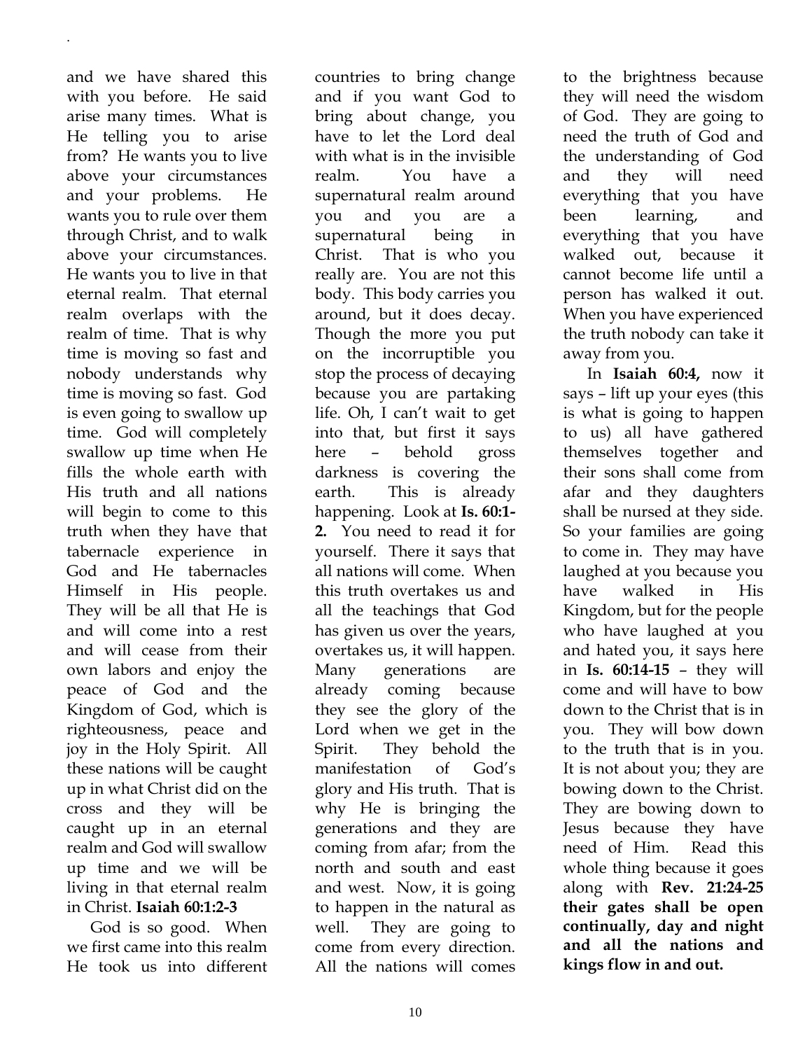and we have shared this with you before. He said arise many times. What is He telling you to arise from? He wants you to live above your circumstances and your problems. He wants you to rule over them through Christ, and to walk above your circumstances. He wants you to live in that eternal realm. That eternal realm overlaps with the realm of time. That is why time is moving so fast and nobody understands why time is moving so fast. God is even going to swallow up time. God will completely swallow up time when He fills the whole earth with His truth and all nations will begin to come to this truth when they have that tabernacle experience in God and He tabernacles Himself in His people. They will be all that He is and will come into a rest and will cease from their own labors and enjoy the peace of God and the Kingdom of God, which is righteousness, peace and joy in the Holy Spirit. All these nations will be caught up in what Christ did on the cross and they will be caught up in an eternal realm and God will swallow up time and we will be living in that eternal realm in Christ. **Isaiah 60:1:2-3**

God is so good. When we first came into this realm He took us into different countries to bring change and if you want God to bring about change, you have to let the Lord deal with what is in the invisible realm. You have a supernatural realm around you and you are a supernatural being in Christ. That is who you really are. You are not this body. This body carries you around, but it does decay. Though the more you put on the incorruptible you stop the process of decaying because you are partaking life. Oh, I can't wait to get into that, but first it says here – behold gross darkness is covering the earth. This is already happening. Look at **Is. 60:1-2.** You need to read it for yourself. There it says that all nations will come. When this truth overtakes us and all the teachings that God has given us over the years, overtakes us, it will happen. Many generations are already coming because they see the glory of the Lord when we get in the Spirit. They behold the manifestation of God's glory and His truth. That is why He is bringing the generations and they are coming from afar; from the north and south and east and west. Now, it is going to happen in the natural as well. They are going to come from every direction. All the nations will comes to the brightness because they will need the wisdom of God. They are going to need the truth of God and the understanding of God and they will need everything that you have been learning, and everything that you have walked out, because it cannot become life until a person has walked it out. When you have experienced the truth nobody can take it away from you.

In **Isaiah 60:4,** now it says – lift up your eyes (this is what is going to happen to us) all have gathered themselves together and their sons shall come from afar and they daughters shall be nursed at they side. So your families are going to come in. They may have laughed at you because you have walked in His Kingdom, but for the people who have laughed at you and hated you, it says here in **Is. 60:14-15** – they will come and will have to bow down to the Christ that is in you. They will bow down to the truth that is in you. It is not about you; they are bowing down to the Christ. They are bowing down to Jesus because they have need of Him. Read this whole thing because it goes along with **Rev. 21:24-25 their gates shall be open continually, day and night and all the nations and kings flow in and out.**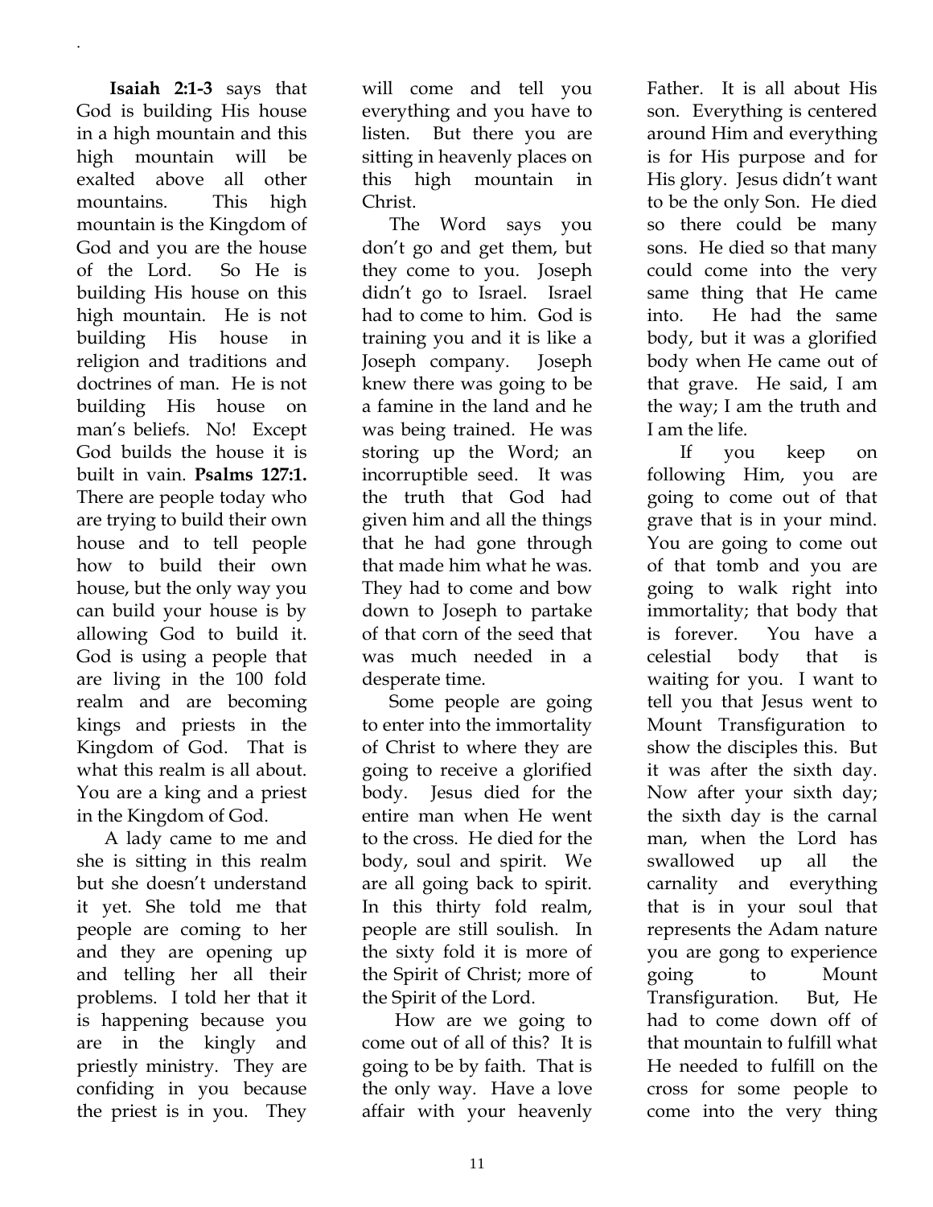**Isaiah 2:1-3** says that God is building His house in a high mountain and this high mountain will be exalted above all other mountains. This high mountain is the Kingdom of God and you are the house of the Lord. So He is building His house on this high mountain. He is not building His house in religion and traditions and doctrines of man. He is not building His house on man's beliefs. No! Except God builds the house it is built in vain. **Psalms 127:1.** There are people today who are trying to build their own house and to tell people how to build their own house, but the only way you can build your house is by allowing God to build it. God is using a people that are living in the 100 fold realm and are becoming kings and priests in the Kingdom of God. That is what this realm is all about. You are a king and a priest in the Kingdom of God.

A lady came to me and she is sitting in this realm but she doesn't understand it yet. She told me that people are coming to her and they are opening up and telling her all their problems. I told her that it is happening because you are in the kingly and priestly ministry. They are confiding in you because the priest is in you. They will come and tell you everything and you have to listen. But there you are sitting in heavenly places on this high mountain in Christ.

The Word says you don't go and get them, but they come to you. Joseph didn't go to Israel. Israel had to come to him. God is training you and it is like a Joseph company. Joseph knew there was going to be a famine in the land and he was being trained. He was storing up the Word; an incorruptible seed. It was the truth that God had given him and all the things that he had gone through that made him what he was. They had to come and bow down to Joseph to partake of that corn of the seed that was much needed in a desperate time.

Some people are going to enter into the immortality of Christ to where they are going to receive a glorified body. Jesus died for the entire man when He went to the cross. He died for the body, soul and spirit. We are all going back to spirit. In this thirty fold realm, people are still soulish. In the sixty fold it is more of the Spirit of Christ; more of the Spirit of the Lord.

How are we going to come out of all of this? It is going to be by faith. That is the only way. Have a love affair with your heavenly Father. It is all about His son. Everything is centered around Him and everything is for His purpose and for His glory. Jesus didn't want to be the only Son. He died so there could be many sons. He died so that many could come into the very same thing that He came into. He had the same body, but it was a glorified body when He came out of that grave. He said, I am the way; I am the truth and I am the life.

If you keep on following Him, you are going to come out of that grave that is in your mind. You are going to come out of that tomb and you are going to walk right into immortality; that body that is forever. You have a celestial body that is waiting for you. I want to tell you that Jesus went to Mount Transfiguration to show the disciples this. But it was after the sixth day. Now after your sixth day; the sixth day is the carnal man, when the Lord has swallowed up all the carnality and everything that is in your soul that represents the Adam nature you are gong to experience going to Mount Transfiguration. But, He had to come down off of that mountain to fulfill what He needed to fulfill on the cross for some people to come into the very thing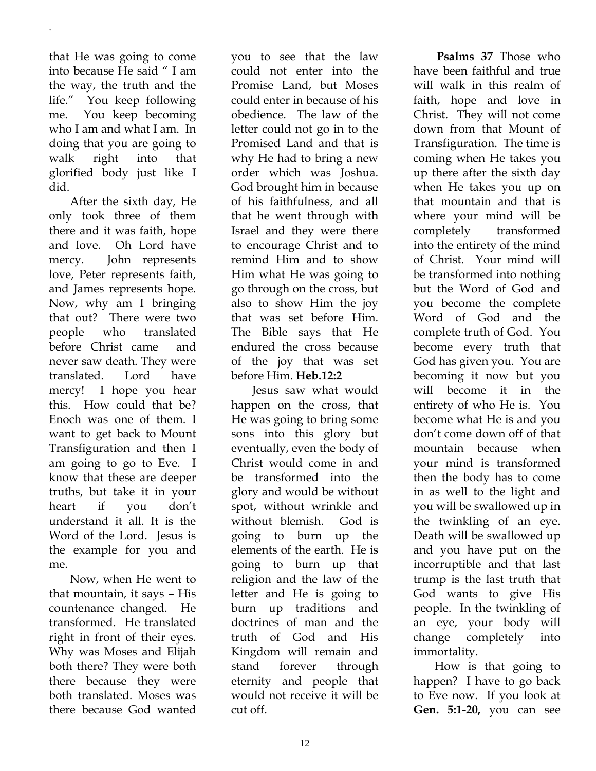that He was going to come into because He said " I am the way, the truth and the life." You keep following me. You keep becoming who I am and what I am. In doing that you are going to walk right into that glorified body just like I did.

After the sixth day, He only took three of them there and it was faith, hope and love. Oh Lord have mercy. John represents love, Peter represents faith, and James represents hope. Now, why am I bringing that out? There were two people who translated before Christ came and never saw death. They were translated. Lord have mercy! I hope you hear this. How could that be? Enoch was one of them. I want to get back to Mount Transfiguration and then I am going to go to Eve. I know that these are deeper truths, but take it in your heart if you don't understand it all. It is the Word of the Lord. Jesus is the example for you and me.

Now, when He went to that mountain, it says – His countenance changed. He transformed. He translated right in front of their eyes. Why was Moses and Elijah both there? They were both there because they were both translated. Moses was there because God wanted you to see that the law could not enter into the Promise Land, but Moses could enter in because of his obedience. The law of the letter could not go in to the Promised Land and that is why He had to bring a new order which was Joshua. God brought him in because of his faithfulness, and all that he went through with Israel and they were there to encourage Christ and to remind Him and to show Him what He was going to go through on the cross, but also to show Him the joy that was set before Him. The Bible says that He endured the cross because of the joy that was set before Him. **Heb.12:2**

Jesus saw what would happen on the cross, that He was going to bring some sons into this glory but eventually, even the body of Christ would come in and be transformed into the glory and would be without spot, without wrinkle and without blemish. God is going to burn up the elements of the earth. He is going to burn up that religion and the law of the letter and He is going to burn up traditions and doctrines of man and the truth of God and His Kingdom will remain and stand forever through eternity and people that would not receive it will be cut off.

**Psalms 37** Those who have been faithful and true will walk in this realm of faith, hope and love in Christ. They will not come down from that Mount of Transfiguration. The time is coming when He takes you up there after the sixth day when He takes you up on that mountain and that is where your mind will be completely transformed into the entirety of the mind of Christ. Your mind will be transformed into nothing but the Word of God and you become the complete Word of God and the complete truth of God. You become every truth that God has given you. You are becoming it now but you will become it in the entirety of who He is. You become what He is and you don't come down off of that mountain because when your mind is transformed then the body has to come in as well to the light and you will be swallowed up in the twinkling of an eye. Death will be swallowed up and you have put on the incorruptible and that last trump is the last truth that God wants to give His people. In the twinkling of an eye, your body will change completely into immortality.

How is that going to happen? I have to go back to Eve now. If you look at **Gen. 5:1-20,** you can see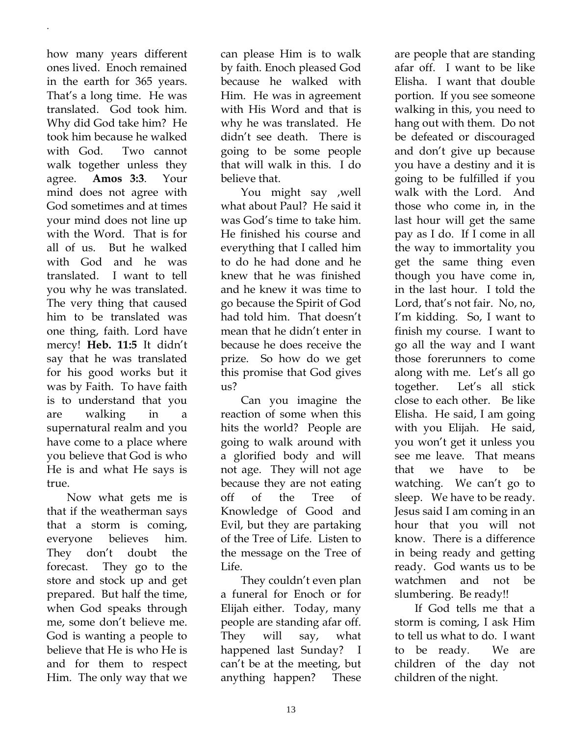how many years different ones lived. Enoch remained in the earth for 365 years. That's a long time. He was translated. God took him. Why did God take him? He took him because he walked with God. Two cannot walk together unless they agree. **Amos 3:3**. Your mind does not agree with God sometimes and at times your mind does not line up with the Word. That is for all of us. But he walked with God and he was translated. I want to tell you why he was translated. The very thing that caused him to be translated was one thing, faith. Lord have mercy! **Heb. 11:5** It didn't say that he was translated for his good works but it was by Faith. To have faith is to understand that you are walking in a supernatural realm and you have come to a place where you believe that God is who He is and what He says is true.

Now what gets me is that if the weatherman says that a storm is coming, everyone believes him. They don't doubt the forecast. They go to the store and stock up and get prepared. But half the time, when God speaks through me, some don't believe me. God is wanting a people to believe that He is who He is and for them to respect Him. The only way that we can please Him is to walk by faith. Enoch pleased God because he walked with Him. He was in agreement with His Word and that is why he was translated. He didn't see death. There is going to be some people that will walk in this. I do believe that.

You might say ,well what about Paul? He said it was God's time to take him. He finished his course and everything that I called him to do he had done and he knew that he was finished and he knew it was time to go because the Spirit of God had told him. That doesn't mean that he didn't enter in because he does receive the prize. So how do we get this promise that God gives us?

Can you imagine the reaction of some when this hits the world? People are going to walk around with a glorified body and will not age. They will not age because they are not eating off of the Tree of Knowledge of Good and Evil, but they are partaking of the Tree of Life. Listen to the message on the Tree of Life.

They couldn't even plan a funeral for Enoch or for Elijah either. Today, many people are standing afar off. They will say, what happened last Sunday? I can't be at the meeting, but anything happen? These are people that are standing afar off. I want to be like Elisha. I want that double portion. If you see someone walking in this, you need to hang out with them. Do not be defeated or discouraged and don't give up because you have a destiny and it is going to be fulfilled if you walk with the Lord. And those who come in, in the last hour will get the same pay as I do. If I come in all the way to immortality you get the same thing even though you have come in, in the last hour. I told the Lord, that's not fair. No, no, I'm kidding. So, I want to finish my course. I want to go all the way and I want those forerunners to come along with me. Let's all go together. Let's all stick close to each other. Be like Elisha. He said, I am going with you Elijah. He said, you won't get it unless you see me leave. That means that we have to be watching. We can't go to sleep. We have to be ready. Jesus said I am coming in an hour that you will not know. There is a difference in being ready and getting ready. God wants us to be watchmen and not be slumbering. Be ready!!

If God tells me that a storm is coming, I ask Him to tell us what to do. I want to be ready. We are children of the day not children of the night.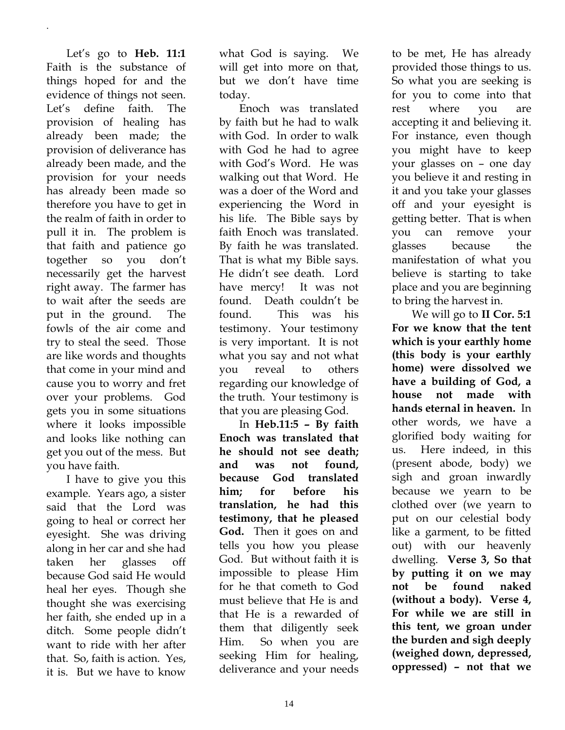Let's go to **Heb. 11:1** Faith is the substance of things hoped for and the evidence of things not seen. Let's define faith. The provision of healing has already been made; the provision of deliverance has already been made, and the provision for your needs has already been made so therefore you have to get in the realm of faith in order to pull it in. The problem is that faith and patience go together so you don't necessarily get the harvest right away. The farmer has to wait after the seeds are put in the ground. The fowls of the air come and try to steal the seed. Those are like words and thoughts that come in your mind and cause you to worry and fret over your problems. God gets you in some situations where it looks impossible and looks like nothing can get you out of the mess. But you have faith.

I have to give you this example. Years ago, a sister said that the Lord was going to heal or correct her eyesight. She was driving along in her car and she had taken her glasses off because God said He would heal her eyes. Though she thought she was exercising her faith, she ended up in a ditch. Some people didn't want to ride with her after that. So, faith is action. Yes, it is. But we have to know what God is saying. We will get into more on that, but we don't have time today.

Enoch was translated by faith but he had to walk with God. In order to walk with God he had to agree with God's Word. He was walking out that Word. He was a doer of the Word and experiencing the Word in his life. The Bible says by faith Enoch was translated. By faith he was translated. That is what my Bible says. He didn't see death. Lord have mercy! It was not found. Death couldn't be found. This was his testimony. Your testimony is very important. It is not what you say and not what you reveal to others regarding our knowledge of the truth. Your testimony is that you are pleasing God.

In **Heb.11:5 – By faith Enoch was translated that he should not see death; and was not found, because God translated him; for before his translation, he had this testimony, that he pleased God.** Then it goes on and tells you how you please God. But without faith it is impossible to please Him for he that cometh to God must believe that He is and that He is a rewarded of them that diligently seek Him. So when you are seeking Him for healing, deliverance and your needs to be met, He has already provided those things to us. So what you are seeking is for you to come into that rest where you are accepting it and believing it. For instance, even though you might have to keep your glasses on – one day you believe it and resting in it and you take your glasses off and your eyesight is getting better. That is when you can remove your glasses because the manifestation of what you believe is starting to take place and you are beginning to bring the harvest in.

We will go to **II Cor. 5:1 For we know that the tent which is your earthly home (this body is your earthly home) were dissolved we have a building of God, a house not made with hands eternal in heaven.** In other words, we have a glorified body waiting for us. Here indeed, in this (present abode, body) we sigh and groan inwardly because we yearn to be clothed over (we yearn to put on our celestial body like a garment, to be fitted out) with our heavenly dwelling. **Verse 3, So that by putting it on we may not be found naked (without a body). Verse 4, For while we are still in this tent, we groan under the burden and sigh deeply (weighed down, depressed, oppressed) – not that we**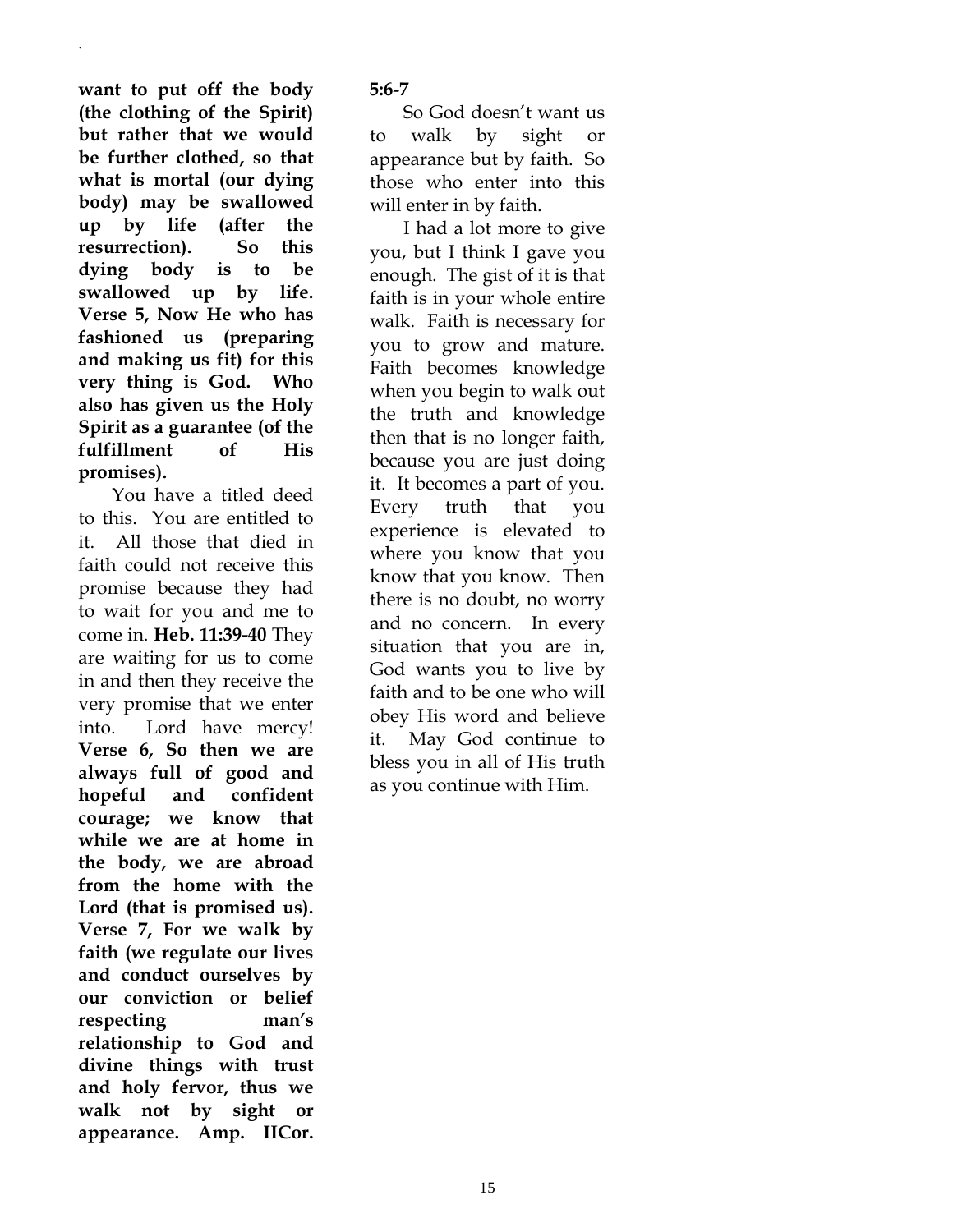**want to put off the body (the clothing of the Spirit) but rather that we would be further clothed, so that what is mortal (our dying body) may be swallowed up by life (after the resurrection). So this dying body is to be swallowed up by life. Verse 5, Now He who has fashioned us (preparing and making us fit) for this very thing is God. Who also has given us the Holy Spirit as a guarantee (of the fulfillment of His promises).**

You have a titled deed to this. You are entitled to it. All those that died in faith could not receive this promise because they had to wait for you and me to come in. **Heb. 11:39-40** They are waiting for us to come in and then they receive the very promise that we enter into. Lord have mercy! **Verse 6, So then we are always full of good and hopeful and confident courage; we know that while we are at home in the body, we are abroad from the home with the Lord (that is promised us). Verse 7, For we walk by faith (we regulate our lives and conduct ourselves by our conviction or belief respecting man's relationship to God and divine things with trust and holy fervor, thus we walk not by sight or appearance. Amp. IICor. 5:6-7**

So God doesn't want us to walk by sight or appearance but by faith. So those who enter into this will enter in by faith.

I had a lot more to give you, but I think I gave you enough. The gist of it is that faith is in your whole entire walk. Faith is necessary for you to grow and mature. Faith becomes knowledge when you begin to walk out the truth and knowledge then that is no longer faith, because you are just doing it. It becomes a part of you. Every truth that you experience is elevated to where you know that you know that you know. Then there is no doubt, no worry and no concern. In every situation that you are in, God wants you to live by faith and to be one who will obey His word and believe it. May God continue to bless you in all of His truth as you continue with Him.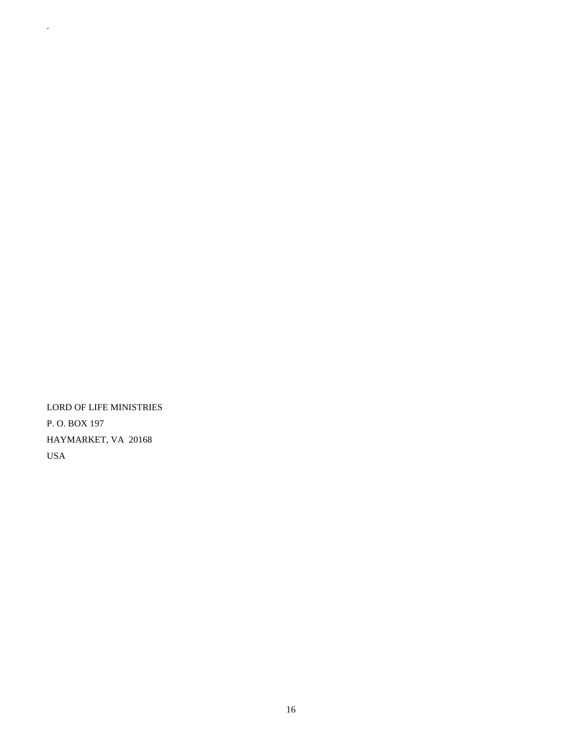.

LORD OF LIFE MINISTRIES
P. O. BOX 197
HAYMARKET, VA  20168
USA